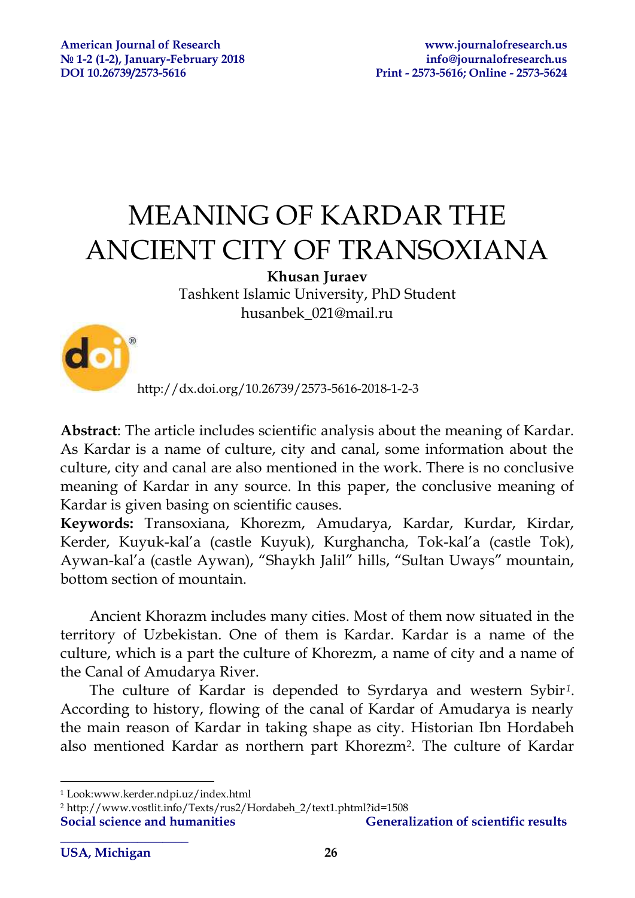# MEANING OF KARDAR THE ANCIENT CITY OF TRANSOXIANA

**Khusan Juraev**
Tashkent Islamic University, PhD Student
husanbek_021@mail.ru

http://dx.doi.org/10.26739/2573-5616-2018-1-2-3

**Abstract**: The article includes scientific analysis about the meaning of Kardar. As Kardar is a name of culture, city and canal, some information about the culture, city and canal are also mentioned in the work. There is no conclusive meaning of Kardar in any source. In this paper, the conclusive meaning of Kardar is given basing on scientific causes.

**Keywords:** Transoxiana, Khorezm, Amudarya, Kardar, Kurdar, Kirdar, Kerder, Kuyuk-kal'a (castle Kuyuk), Kurghancha, Tok-kal'a (castle Tok), Aywan-kal'a (castle Aywan), "Shaykh Jalil" hills, "Sultan Uways" mountain, bottom section of mountain.

Ancient Khorazm includes many cities. Most of them now situated in the territory of Uzbekistan. One of them is Kardar. Kardar is a name of the culture, which is a part the culture of Khorezm, a name of city and a name of the Canal of Amudarya River.

The culture of Kardar is depended to Syrdarya and western Sybir[1]. According to history, flowing of the canal of Kardar of Amudarya is nearly the main reason of Kardar in taking shape as city. Historian Ibn Hordabeh also mentioned Kardar as northern part Khorezm[2]. The culture of Kardar

---

[1] Look:www.kerder.ndpi.uz/index.html

[2] http://www.vostlit.info/Texts/rus2/Hordabeh_2/text1.phtml?id=1508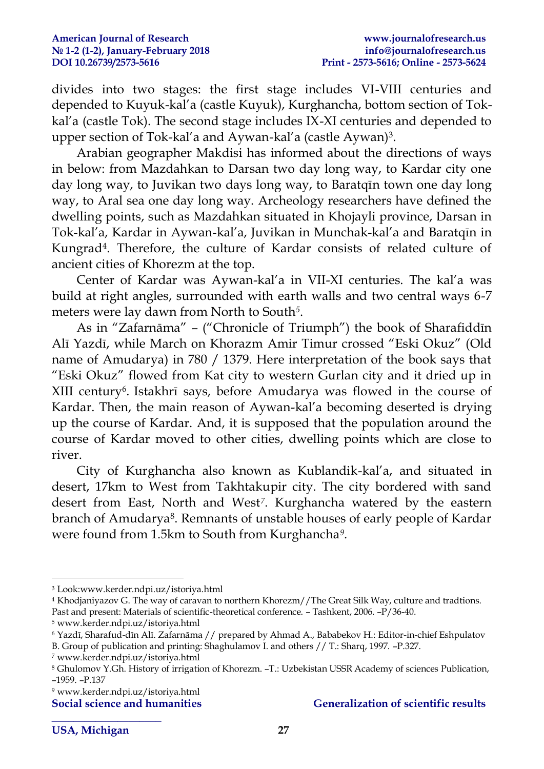divides into two stages: the first stage includes VI-VIII centuries and depended to Kuyuk-kal'a (castle Kuyuk), Kurghancha, bottom section of Tok-kal'a (castle Tok). The second stage includes IX-XI centuries and depended to upper section of Tok-kal'a and Aywan-kal'a (castle Aywan)[3].

Arabian geographer Makdisi has informed about the directions of ways in below: from Mazdahkan to Darsan two day long way, to Kardar city one day long way, to Juvikan two days long way, to Baratqīn town one day long way, to Aral sea one day long way. Archeology researchers have defined the dwelling points, such as Mazdahkan situated in Khojayli province, Darsan in Tok-kal'a, Kardar in Aywan-kal'a, Juvikan in Munchak-kal'a and Baratqīn in Kungrad[4]. Therefore, the culture of Kardar consists of related culture of ancient cities of Khorezm at the top.

Center of Kardar was Aywan-kal'a in VII-XI centuries. The kal'a was build at right angles, surrounded with earth walls and two central ways 6-7 meters were lay dawn from North to South[5].

As in "Zafarnāma" – ("Chronicle of Triumph") the book of Sharafiddīn Alī Yazdī, while March on Khorazm Amir Timur crossed "Eski Okuz" (Old name of Amudarya) in 780 / 1379. Here interpretation of the book says that "Eski Okuz" flowed from Kat city to western Gurlan city and it dried up in XIII century[6]. Istakhrī says, before Amudarya was flowed in the course of Kardar. Then, the main reason of Aywan-kal'a becoming deserted is drying up the course of Kardar. And, it is supposed that the population around the course of Kardar moved to other cities, dwelling points which are close to river.

City of Kurghancha also known as Kublandik-kal'a, and situated in desert, 17km to West from Takhtakupir city. The city bordered with sand desert from East, North and West[7]. Kurghancha watered by the eastern branch of Amudarya[8]. Remnants of unstable houses of early people of Kardar were found from 1.5km to South from Kurghancha[9].

---

[3] Look:www.kerder.ndpi.uz/istoriya.html

[4] Khodjaniyazov G. The way of caravan to northern Khorezm//The Great Silk Way, culture and tradtions. Past and present: Materials of scientific-theoretical conference. – Tashkent, 2006. –P/36-40.

[5] www.kerder.ndpi.uz/istoriya.html

[6] Yazdī, Sharafud-dīn Alī. Zafarnāma // prepared by Ahmad A., Bababekov H.: Editor-in-chief Eshpulatov B. Group of publication and printing: Shaghulamov I. and others // T.: Sharq, 1997. –P.327.

[7] www.kerder.ndpi.uz/istoriya.html

[8] Ghulomov Y.Gh. History of irrigation of Khorezm. –T.: Uzbekistan USSR Academy of sciences Publication, –1959. –P.137

[9] www.kerder.ndpi.uz/istoriya.html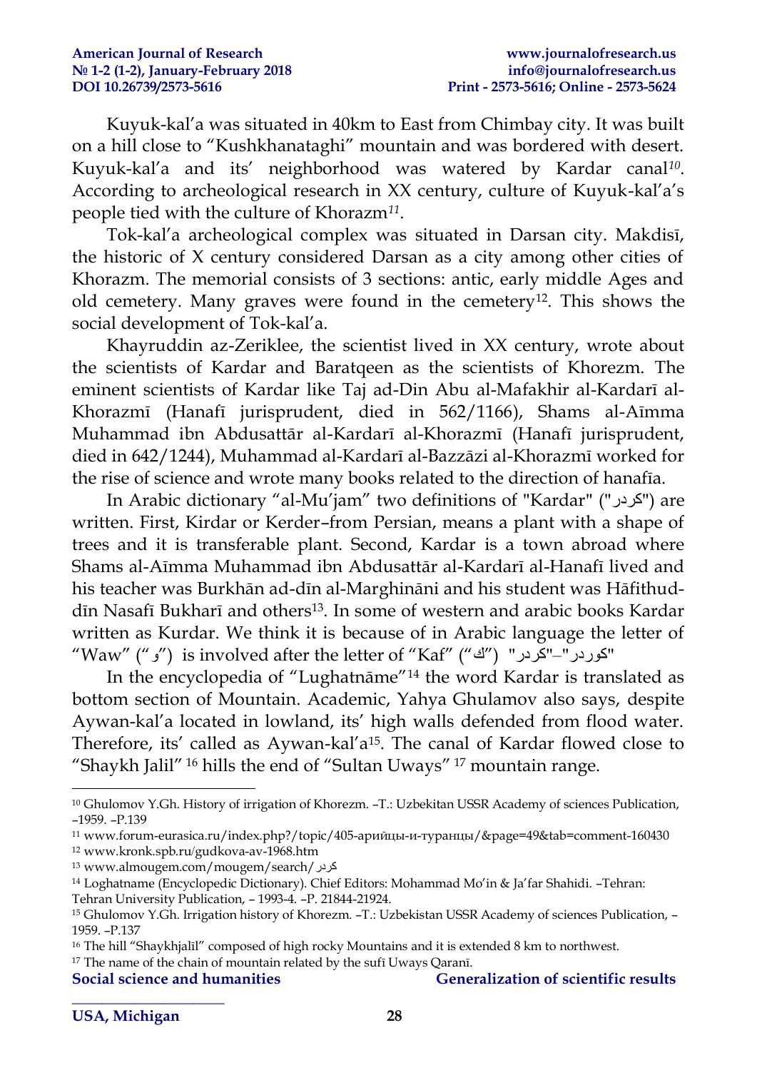Kuyuk-kal'a was situated in 40km to East from Chimbay city. It was built on a hill close to "Kushkhanataghi" mountain and was bordered with desert. Kuyuk-kal'a and its' neighborhood was watered by Kardar canal[10]. According to archeological research in XX century, culture of Kuyuk-kal'a's people tied with the culture of Khorazm[11].

Tok-kal'a archeological complex was situated in Darsan city. Makdisī, the historic of X century considered Darsan as a city among other cities of Khorazm. The memorial consists of 3 sections: antic, early middle Ages and old cemetery. Many graves were found in the cemetery[12]. This shows the social development of Tok-kal'a.

Khayruddin az-Zeriklee, the scientist lived in XX century, wrote about the scientists of Kardar and Baratqeen as the scientists of Khorezm. The eminent scientists of Kardar like Taj ad-Din Abu al-Mafakhir al-Kardarī al-Khorazmī (Hanafī jurisprudent, died in 562/1166), Shams al-Aīmma Muhammad ibn Abdusattār al-Kardarī al-Khorazmī (Hanafī jurisprudent, died in 642/1244), Muhammad al-Kardarī al-Bazzāzi al-Khorazmī worked for the rise of science and wrote many books related to the direction of hanafīa.

In Arabic dictionary "al-Mu'jam" two definitions of "Kardar" ("كردر") are written. First, Kirdar or Kerder–from Persian, means a plant with a shape of trees and it is transferable plant. Second, Kardar is a town abroad where Shams al-Aīmma Muhammad ibn Abdusattār al-Kardarī al-Hanafī lived and his teacher was Burkhān ad-dīn al-Marghināni and his student was Hāfithud-dīn Nasafī Bukharī and others[13]. In some of western and arabic books Kardar written as Kurdar. We think it is because of in Arabic language the letter of "Waw" ("و") is involved after the letter of "Kaf" ("ك") "كردر"–"كوردر"

In the encyclopedia of "Lughatnāme"[14] the word Kardar is translated as bottom section of Mountain. Academic, Yahya Ghulamov also says, despite Aywan-kal'a located in lowland, its' high walls defended from flood water. Therefore, its' called as Aywan-kal'a[15]. The canal of Kardar flowed close to "Shaykh Jalil" [16] hills the end of "Sultan Uways" [17] mountain range.

---

[10] Ghulomov Y.Gh. History of irrigation of Khorezm. –T.: Uzbekitan USSR Academy of sciences Publication, –1959. –P.139

[11] www.forum-eurasica.ru/index.php?/topic/405-арийцы-и-туранцы/&page=49&tab=comment-160430

[12] www.kronk.spb.ru/gudkova-av-1968.htm

[13] www.almougem.com/mougem/search/كردر

[14] Loghatname (Encyclopedic Dictionary). Chief Editors: Mohammad Mo'in & Ja'far Shahidi. –Tehran: Tehran University Publication, – 1993-4. –P. 21844-21924.

[15] Ghulomov Y.Gh. Irrigation history of Khorezm. –T.: Uzbekistan USSR Academy of sciences Publication, –1959. –P.137

[16] The hill "Shaykhjalīl" composed of high rocky Mountains and it is extended 8 km to northwest.

[17] The name of the chain of mountain related by the sufī Uways Qaranī.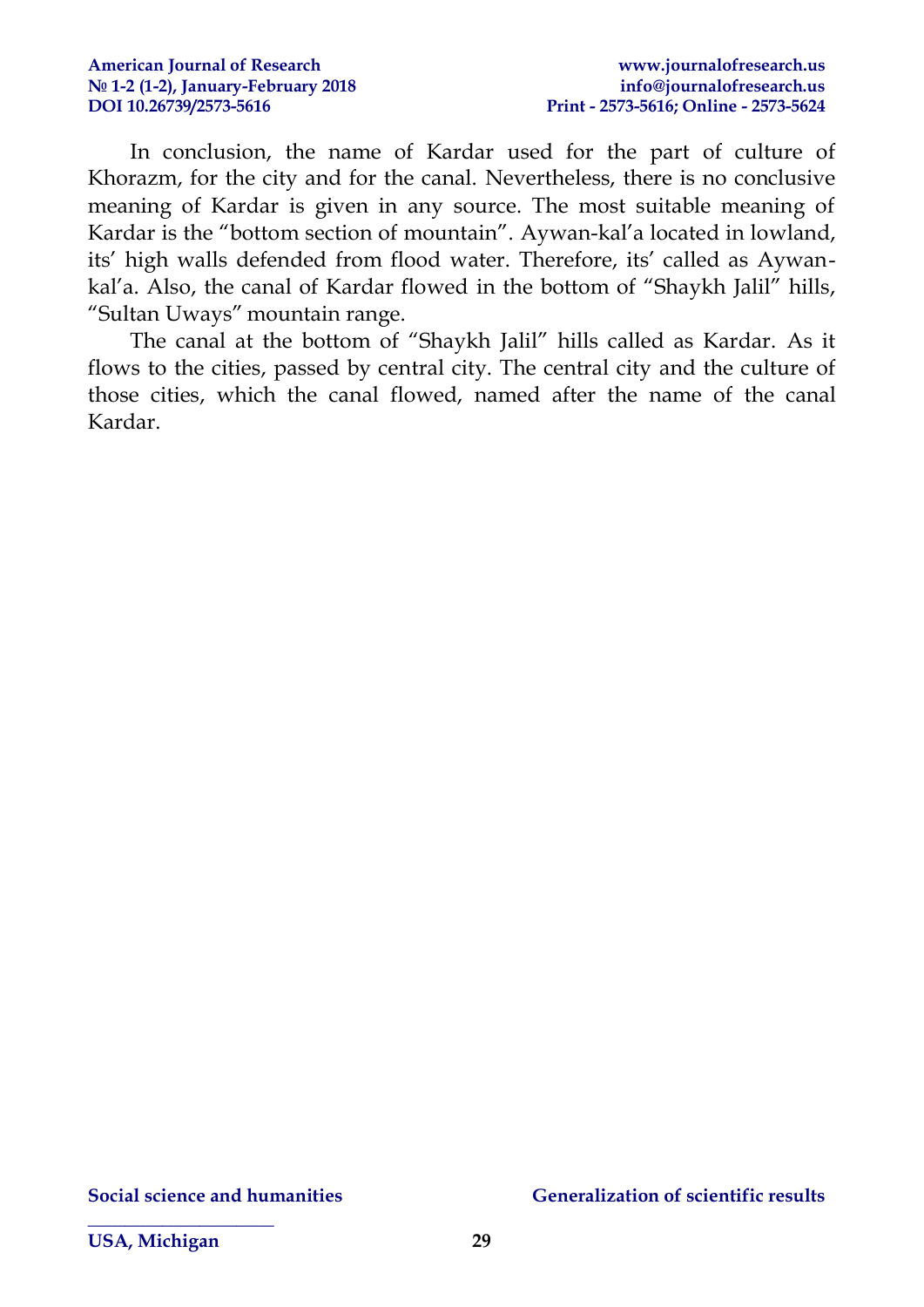In conclusion, the name of Kardar used for the part of culture of Khorazm, for the city and for the canal. Nevertheless, there is no conclusive meaning of Kardar is given in any source. The most suitable meaning of Kardar is the "bottom section of mountain". Aywan-kal'a located in lowland, its' high walls defended from flood water. Therefore, its' called as Aywan-kal'a. Also, the canal of Kardar flowed in the bottom of "Shaykh Jalil" hills, "Sultan Uways" mountain range.

The canal at the bottom of "Shaykh Jalil" hills called as Kardar. As it flows to the cities, passed by central city. The central city and the culture of those cities, which the canal flowed, named after the name of the canal Kardar.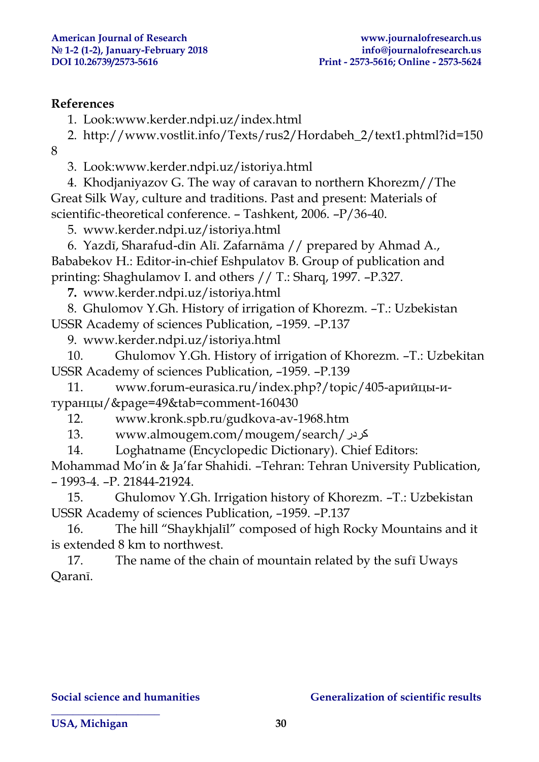## References

1. Look:www.kerder.ndpi.uz/index.html
2. http://www.vostlit.info/Texts/rus2/Hordabeh_2/text1.phtml?id=1508
3. Look:www.kerder.ndpi.uz/istoriya.html
4. Khodjaniyazov G. The way of caravan to northern Khorezm//The Great Silk Way, culture and traditions. Past and present: Materials of scientific-theoretical conference. – Tashkent, 2006. –P/36-40.
5. www.kerder.ndpi.uz/istoriya.html
6. Yazdī, Sharafud-dīn Alī. Zafarnāma // prepared by Ahmad A., Bababekov H.: Editor-in-chief Eshpulatov B. Group of publication and printing: Shaghulamov I. and others // T.: Sharq, 1997. –P.327.
7. www.kerder.ndpi.uz/istoriya.html
8. Ghulomov Y.Gh. History of irrigation of Khorezm. –T.: Uzbekistan USSR Academy of sciences Publication, –1959. –P.137
9. www.kerder.ndpi.uz/istoriya.html
10. Ghulomov Y.Gh. History of irrigation of Khorezm. –T.: Uzbekitan USSR Academy of sciences Publication, –1959. –P.139
11. www.forum-eurasica.ru/index.php?/topic/405-арийцы-и-туранцы/&page=49&tab=comment-160430
12. www.kronk.spb.ru/gudkova-av-1968.htm
13. www.almougem.com/mougem/search/كردر
14. Loghatname (Encyclopedic Dictionary). Chief Editors: Mohammad Mo'in & Ja'far Shahidi. –Tehran: Tehran University Publication, – 1993-4. –P. 21844-21924.
15. Ghulomov Y.Gh. Irrigation history of Khorezm. –T.: Uzbekistan USSR Academy of sciences Publication, –1959. –P.137
16. The hill "Shaykhjalīl" composed of high Rocky Mountains and it is extended 8 km to northwest.
17. The name of the chain of mountain related by the sufī Uways Qaranī.